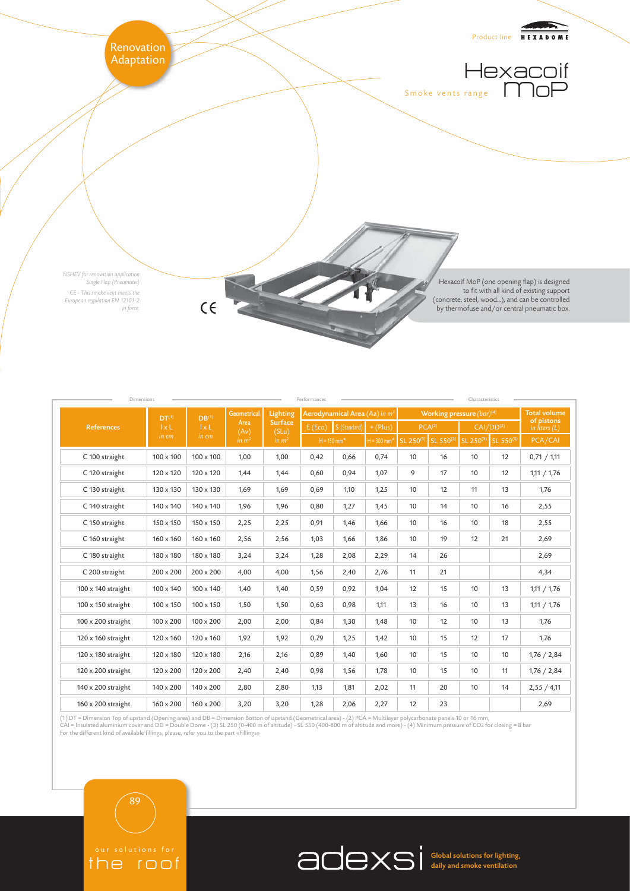Renovation Adaptation

Product line HEXADOME

# Hexacoif MoP

Smoke vents range

*NSHEV for renovation application Single Flap (Pneumatic)*

*CE - This smoke vent meets the European regulation EN 12101-2 in force.*

CE

Hexacoif MoP (one opening flap) is designed to fit with all kind of existing support (concrete, steel, wood...), and can be controlled by thermofuse and/or central pneumatic box.

| References | DT(1) l x L in cm | DB(1) l x L in cm | Geometrical Area (Av) in m² | Lighting Surface (SLu) in m² | Aerodynamical Area (Aa) in m² E (Eco) H = 150 mm* | S (Standard) H = 150 mm* | + (Plus) H = 300 mm* | Working pressure (bar)(4) PCA(2) SL 250(3) | PCA(2) SL 550(3) | CAI/DD(2) SL 250(3) | CAI/DD(2) SL 550(3) | Total volume of pistons in liters (L) PCA/CAI |
|---|---|---|---|---|---|---|---|---|---|---|---|---|
| C 100 straight | 100 x 100 | 100 x 100 | 1,00 | 1,00 | 0,42 | 0,66 | 0,74 | 10 | 16 | 10 | 12 | 0,71 / 1,11 |
| C 120 straight | 120 x 120 | 120 x 120 | 1,44 | 1,44 | 0,60 | 0,94 | 1,07 | 9 | 17 | 10 | 12 | 1,11 / 1,76 |
| C 130 straight | 130 x 130 | 130 x 130 | 1,69 | 1,69 | 0,69 | 1,10 | 1,25 | 10 | 12 | 11 | 13 | 1,76 |
| C 140 straight | 140 x 140 | 140 x 140 | 1,96 | 1,96 | 0,80 | 1,27 | 1,45 | 10 | 14 | 10 | 16 | 2,55 |
| C 150 straight | 150 x 150 | 150 x 150 | 2,25 | 2,25 | 0,91 | 1,46 | 1,66 | 10 | 16 | 10 | 18 | 2,55 |
| C 160 straight | 160 x 160 | 160 x 160 | 2,56 | 2,56 | 1,03 | 1,66 | 1,86 | 10 | 19 | 12 | 21 | 2,69 |
| C 180 straight | 180 x 180 | 180 x 180 | 3,24 | 3,24 | 1,28 | 2,08 | 2,29 | 14 | 26 | | | 2,69 |
| C 200 straight | 200 x 200 | 200 x 200 | 4,00 | 4,00 | 1,56 | 2,40 | 2,76 | 11 | 21 | | | 4,34 |
| 100 x 140 straight | 100 x 140 | 100 x 140 | 1,40 | 1,40 | 0,59 | 0,92 | 1,04 | 12 | 15 | 10 | 13 | 1,11 / 1,76 |
| 100 x 150 straight | 100 x 150 | 100 x 150 | 1,50 | 1,50 | 0,63 | 0,98 | 1,11 | 13 | 16 | 10 | 13 | 1,11 / 1,76 |
| 100 x 200 straight | 100 x 200 | 100 x 200 | 2,00 | 2,00 | 0,84 | 1,30 | 1,48 | 10 | 12 | 10 | 13 | 1,76 |
| 120 x 160 straight | 120 x 160 | 120 x 160 | 1,92 | 1,92 | 0,79 | 1,25 | 1,42 | 10 | 15 | 12 | 17 | 1,76 |
| 120 x 180 straight | 120 x 180 | 120 x 180 | 2,16 | 2,16 | 0,89 | 1,40 | 1,60 | 10 | 15 | 10 | 10 | 1,76 / 2,84 |
| 120 x 200 straight | 120 x 200 | 120 x 200 | 2,40 | 2,40 | 0,98 | 1,56 | 1,78 | 10 | 15 | 10 | 11 | 1,76 / 2,84 |
| 140 x 200 straight | 140 x 200 | 140 x 200 | 2,80 | 2,80 | 1,13 | 1,81 | 2,02 | 11 | 20 | 10 | 14 | 2,55 / 4,11 |
| 160 x 200 straight | 160 x 200 | 160 x 200 | 3,20 | 3,20 | 1,28 | 2,06 | 2,27 | 12 | 23 | | | 2,69 |

(1) DT = Dimension Top of upstand (Opening area) and DB = Dimension Botton of upstand (Geometrical area) - (2) PCA = Multilayer polycarbonate panels 10 or 16 mm, CAI = Insulated aluminium cover and DD = Double Dome - (3) SL 250 (0-400 m of altitude) - SL 550 (400-800 m of altitude and more) - (4) Minimum pressure of $CO_2$ for closing = 8 bar
For the different kind of available fillings, please, refer you to the part «Fillings»

our solutions for the roof

adexsi Global solutions for lighting, daily and smoke ventilation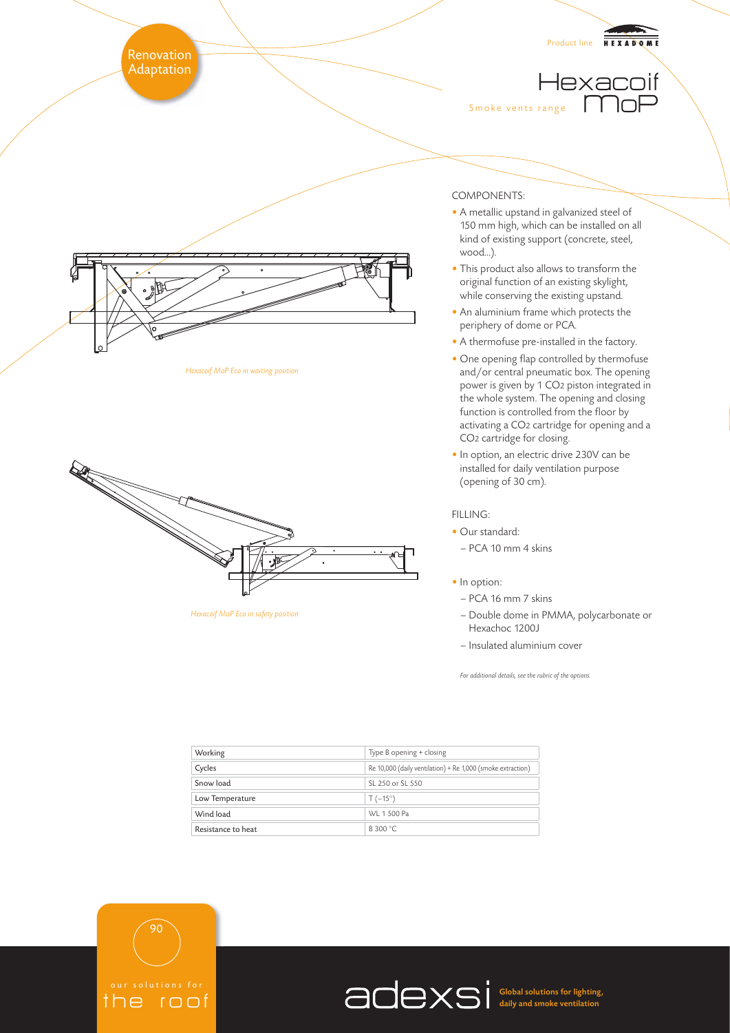Renovation
Adaptation

Product line HEXADOME

Smoke vents range

# Hexacoif MoP

*Hexacoif MoP Eco in waiting position*

*Hexacoif MoP Eco in safety position*

COMPONENTS:

- A metallic upstand in galvanized steel of 150 mm high, which can be installed on all kind of existing support (concrete, steel, wood...).
- This product also allows to transform the original function of an existing skylight, while conserving the existing upstand.
- An aluminium frame which protects the periphery of dome or PCA.
- A thermofuse pre-installed in the factory.
- One opening flap controlled by thermofuse and/or central pneumatic box. The opening power is given by 1 $CO_2$ piston integrated in the whole system. The opening and closing function is controlled from the floor by activating a $CO_2$ cartridge for opening and a $CO_2$ cartridge for closing.
- In option, an electric drive 230V can be installed for daily ventilation purpose (opening of 30 cm).

FILLING:

- Our standard:
  - PCA 10 mm 4 skins
- In option:
  - PCA 16 mm 7 skins
  - Double dome in PMMA, polycarbonate or Hexachoc 1200J
  - Insulated aluminium cover

*For additional details, see the rubric of the options.*

| | |
|---|---|
| Working | Type B opening + closing |
| Cycles | Re 10,000 (daily ventilation) + Re 1,000 (smoke extraction) |
| Snow load | SL 250 or SL 550 |
| Low Temperature | T (−15°) |
| Wind load | WL 1 500 Pa |
| Resistance to heat | B 300 °C |

our solutions for the roof

adexsi Global solutions for lighting, daily and smoke ventilation